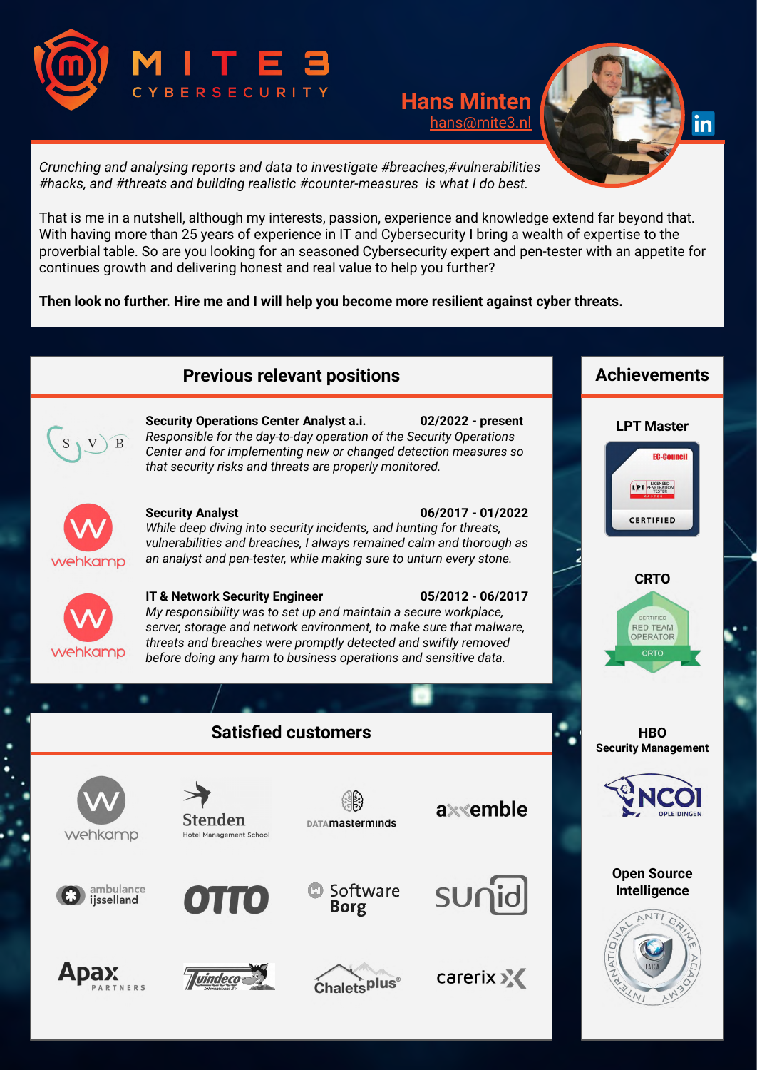# MITE3 CYBERSECURITY

## Hans Minten

hans@mite3.nl

*Crunching and analysing reports and data to investigate #breaches,#vulnerabilities #hacks, and #threats and building realistic #counter-measures is what I do best.*

That is me in a nutshell, although my interests, passion, experience and knowledge extend far beyond that. With having more than 25 years of experience in IT and Cybersecurity I bring a wealth of expertise to the proverbial table. So are you looking for an seasoned Cybersecurity expert and pen-tester with an appetite for continues growth and delivering honest and real value to help you further?

**Then look no further. Hire me and I will help you become more resilient against cyber threats.**

## Previous relevant positions

**Security Operations Center Analyst a.i.** — **02/2022 - present**
*Responsible for the day-to-day operation of the Security Operations Center and for implementing new or changed detection measures so that security risks and threats are properly monitored.*

**Security Analyst** — **06/2017 - 01/2022**
*While deep diving into security incidents, and hunting for threats, vulnerabilities and breaches, I always remained calm and thorough as an analyst and pen-tester, while making sure to unturn every stone.*

**IT & Network Security Engineer** — **05/2012 - 06/2017**
*My responsibility was to set up and maintain a secure workplace, server, storage and network environment, to make sure that malware, threats and breaches were promptly detected and swiftly removed before doing any harm to business operations and sensitive data.*

## Satisfied customers

- wehkamp
- Stenden Hotel Management School
- DATAmasterminds
- axxemble
- ambulance ijsselland
- OTTO
- Software Borg
- sunid
- Apax Partners
- Tuindeco International BV
- Chaletsplus
- carerix

## Achievements

**LPT Master**

EC-Council LPT Licensed Penetration Tester Master — CERTIFIED

**CRTO**

Certified Red Team Operator — CRTO

**HBO Security Management**

NCOI Opleidingen

**Open Source Intelligence**

International Anti Crime Academy — IACA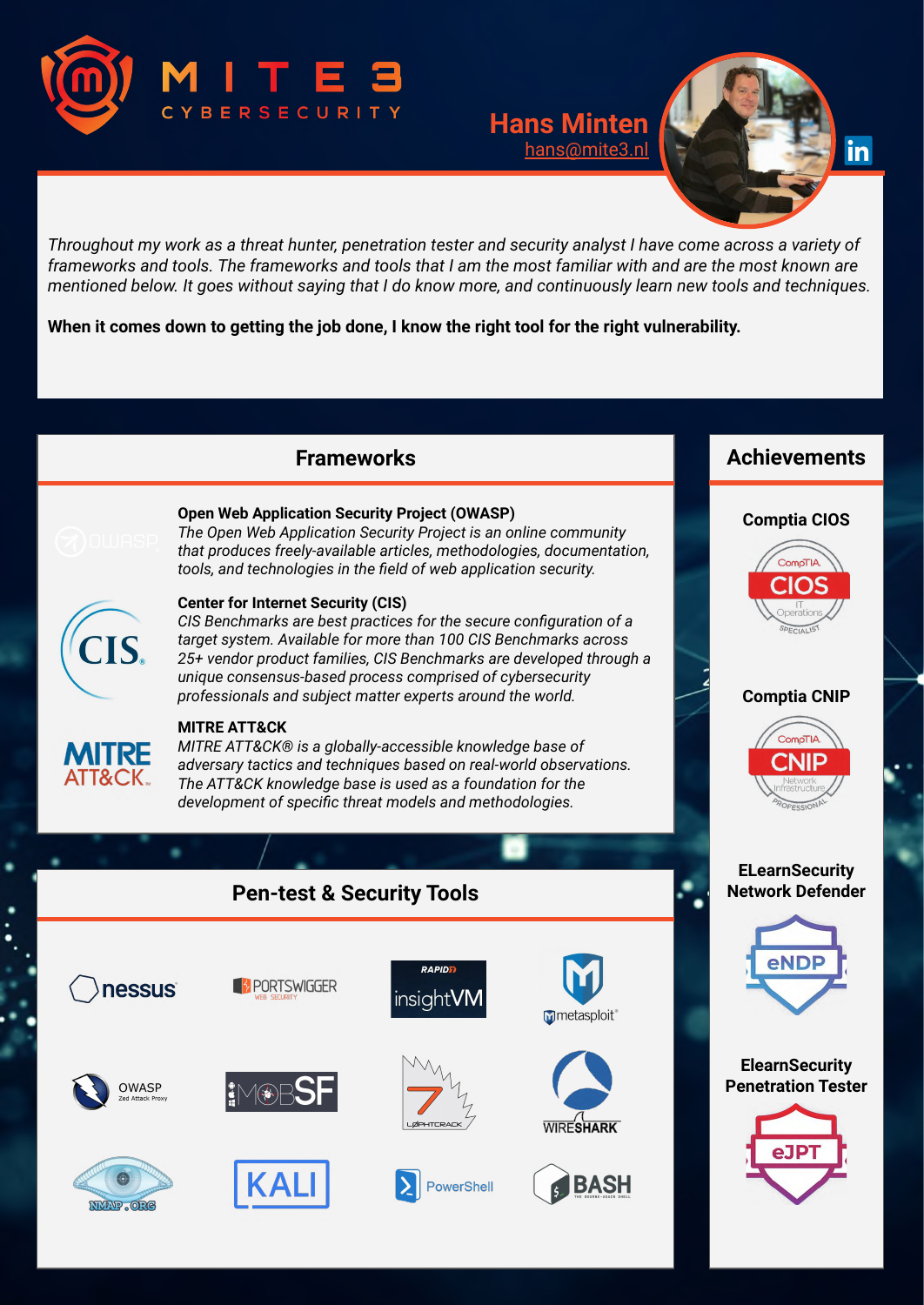# MITE3 CYBERSECURITY

**Hans Minten**
hans@mite3.nl

*Throughout my work as a threat hunter, penetration tester and security analyst I have come across a variety of frameworks and tools. The frameworks and tools that I am the most familiar with and are the most known are mentioned below. It goes without saying that I do know more, and continuously learn new tools and techniques.*

**When it comes down to getting the job done, I know the right tool for the right vulnerability.**

## Frameworks

**Open Web Application Security Project (OWASP)**
*The Open Web Application Security Project is an online community that produces freely-available articles, methodologies, documentation, tools, and technologies in the field of web application security.*

**Center for Internet Security (CIS)**
*CIS Benchmarks are best practices for the secure configuration of a target system. Available for more than 100 CIS Benchmarks across 25+ vendor product families, CIS Benchmarks are developed through a unique consensus-based process comprised of cybersecurity professionals and subject matter experts around the world.*

**MITRE ATT&CK**
*MITRE ATT&CK® is a globally-accessible knowledge base of adversary tactics and techniques based on real-world observations. The ATT&CK knowledge base is used as a foundation for the development of specific threat models and methodologies.*

## Pen-test & Security Tools

- nessus
- PORTSWIGGER
- RAPID7 insightVM
- metasploit
- OWASP Zed Attack Proxy
- MobSF
- LØPHTCRACK
- WIRESHARK
- NMAP.ORG
- KALI
- PowerShell
- BASH

## Achievements

**Comptia CIOS**

**Comptia CNIP**

**ELearnSecurity Network Defender** (eNDP)

**ElearnSecurity Penetration Tester** (eJPT)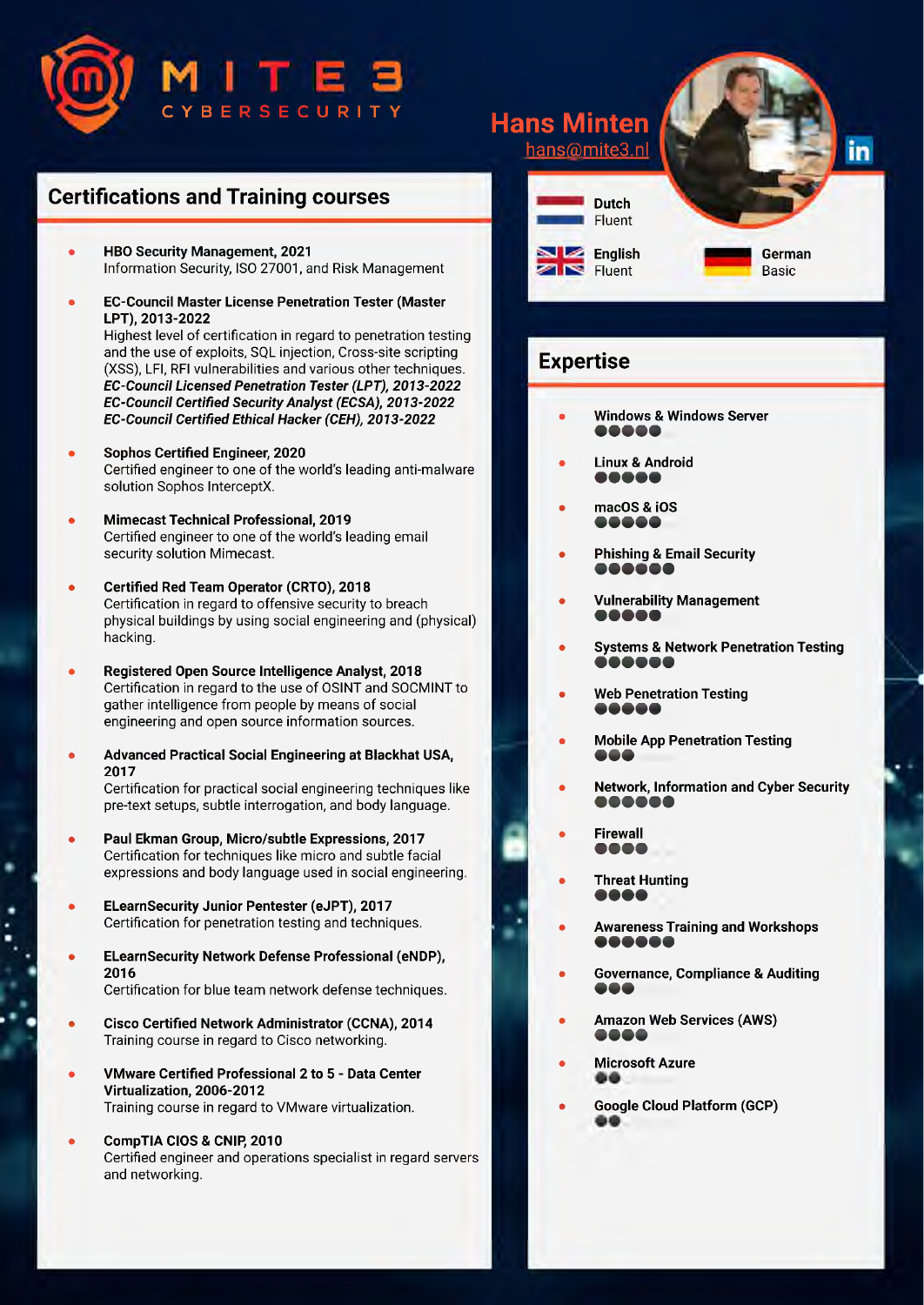# MITE3 CYBERSECURITY

## Hans Minten

hans@mite3.nl

- **Dutch** Fluent
- **English** Fluent
- **German** Basic

## Certifications and Training courses

- **HBO Security Management, 2021**
  Information Security, ISO 27001, and Risk Management

- **EC-Council Master License Penetration Tester (Master LPT), 2013-2022**
  Highest level of certification in regard to penetration testing and the use of exploits, SQL injection, Cross-site scripting (XSS), LFI, RFI vulnerabilities and various other techniques.
  ***EC-Council Licensed Penetration Tester (LPT), 2013-2022***
  ***EC-Council Certified Security Analyst (ECSA), 2013-2022***
  ***EC-Council Certified Ethical Hacker (CEH), 2013-2022***

- **Sophos Certified Engineer, 2020**
  Certified engineer to one of the world's leading anti-malware solution Sophos InterceptX.

- **Mimecast Technical Professional, 2019**
  Certified engineer to one of the world's leading email security solution Mimecast.

- **Certified Red Team Operator (CRTO), 2018**
  Certification in regard to offensive security to breach physical buildings by using social engineering and (physical) hacking.

- **Registered Open Source Intelligence Analyst, 2018**
  Certification in regard to the use of OSINT and SOCMINT to gather intelligence from people by means of social engineering and open source information sources.

- **Advanced Practical Social Engineering at Blackhat USA, 2017**
  Certification for practical social engineering techniques like pre-text setups, subtle interrogation, and body language.

- **Paul Ekman Group, Micro/subtle Expressions, 2017**
  Certification for techniques like micro and subtle facial expressions and body language used in social engineering.

- **ELearnSecurity Junior Pentester (eJPT), 2017**
  Certification for penetration testing and techniques.

- **ELearnSecurity Network Defense Professional (eNDP), 2016**
  Certification for blue team network defense techniques.

- **Cisco Certified Network Administrator (CCNA), 2014**
  Training course in regard to Cisco networking.

- **VMware Certified Professional 2 to 5 - Data Center Virtualization, 2006-2012**
  Training course in regard to VMware virtualization.

- **CompTIA CIOS & CNIP, 2010**
  Certified engineer and operations specialist in regard servers and networking.

## Expertise

- **Windows & Windows Server** ●●●●●
- **Linux & Android** ●●●●●
- **macOS & iOS** ●●●●●
- **Phishing & Email Security** ●●●●●●
- **Vulnerability Management** ●●●●●
- **Systems & Network Penetration Testing** ●●●●●●
- **Web Penetration Testing** ●●●●●
- **Mobile App Penetration Testing** ●●●
- **Network, Information and Cyber Security** ●●●●●●
- **Firewall** ●●●●
- **Threat Hunting** ●●●●
- **Awareness Training and Workshops** ●●●●●●
- **Governance, Compliance & Auditing** ●●●
- **Amazon Web Services (AWS)** ●●●●
- **Microsoft Azure** ●●
- **Google Cloud Platform (GCP)** ●●